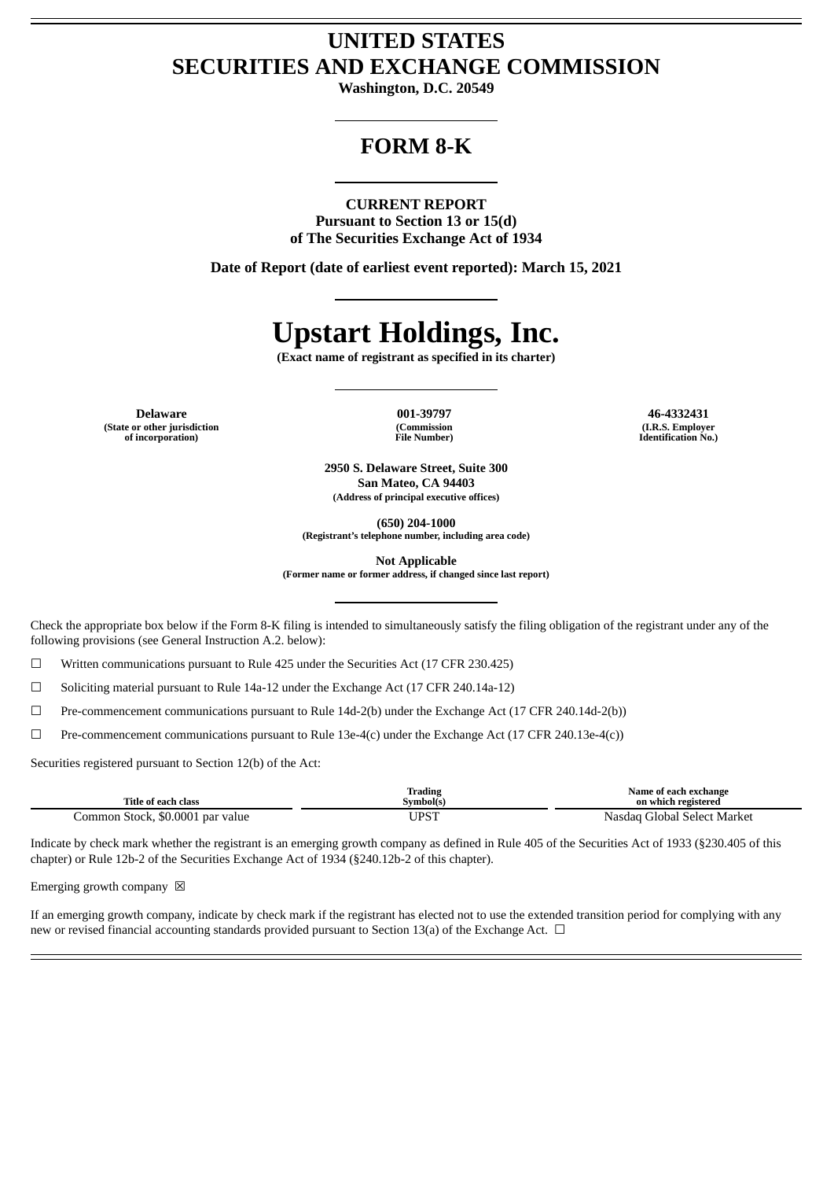# UNITED STATES
# SECURITIES AND EXCHANGE COMMISSION

**Washington, D.C. 20549**

## FORM 8-K

**CURRENT REPORT**
**Pursuant to Section 13 or 15(d)**
**of The Securities Exchange Act of 1934**

**Date of Report (date of earliest event reported): March 15, 2021**

# Upstart Holdings, Inc.

**(Exact name of registrant as specified in its charter)**

| **Delaware** | **001-39797** | **46-4332431** |
|---|---|---|
| **(State or other jurisdiction of incorporation)** | **(Commission File Number)** | **(I.R.S. Employer Identification No.)** |

**2950 S. Delaware Street, Suite 300**
**San Mateo, CA 94403**
**(Address of principal executive offices)**

**(650) 204-1000**
**(Registrant's telephone number, including area code)**

**Not Applicable**
**(Former name or former address, if changed since last report)**

Check the appropriate box below if the Form 8-K filing is intended to simultaneously satisfy the filing obligation of the registrant under any of the following provisions (see General Instruction A.2. below):

☐ Written communications pursuant to Rule 425 under the Securities Act (17 CFR 230.425)

☐ Soliciting material pursuant to Rule 14a-12 under the Exchange Act (17 CFR 240.14a-12)

☐ Pre-commencement communications pursuant to Rule 14d-2(b) under the Exchange Act (17 CFR 240.14d-2(b))

☐ Pre-commencement communications pursuant to Rule 13e-4(c) under the Exchange Act (17 CFR 240.13e-4(c))

Securities registered pursuant to Section 12(b) of the Act:

| Title of each class | Trading Symbol(s) | Name of each exchange on which registered |
|---|---|---|
| Common Stock, $0.0001 par value | UPST | Nasdaq Global Select Market |

Indicate by check mark whether the registrant is an emerging growth company as defined in Rule 405 of the Securities Act of 1933 (§230.405 of this chapter) or Rule 12b-2 of the Securities Exchange Act of 1934 (§240.12b-2 of this chapter).

Emerging growth company ☒

If an emerging growth company, indicate by check mark if the registrant has elected not to use the extended transition period for complying with any new or revised financial accounting standards provided pursuant to Section 13(a) of the Exchange Act. ☐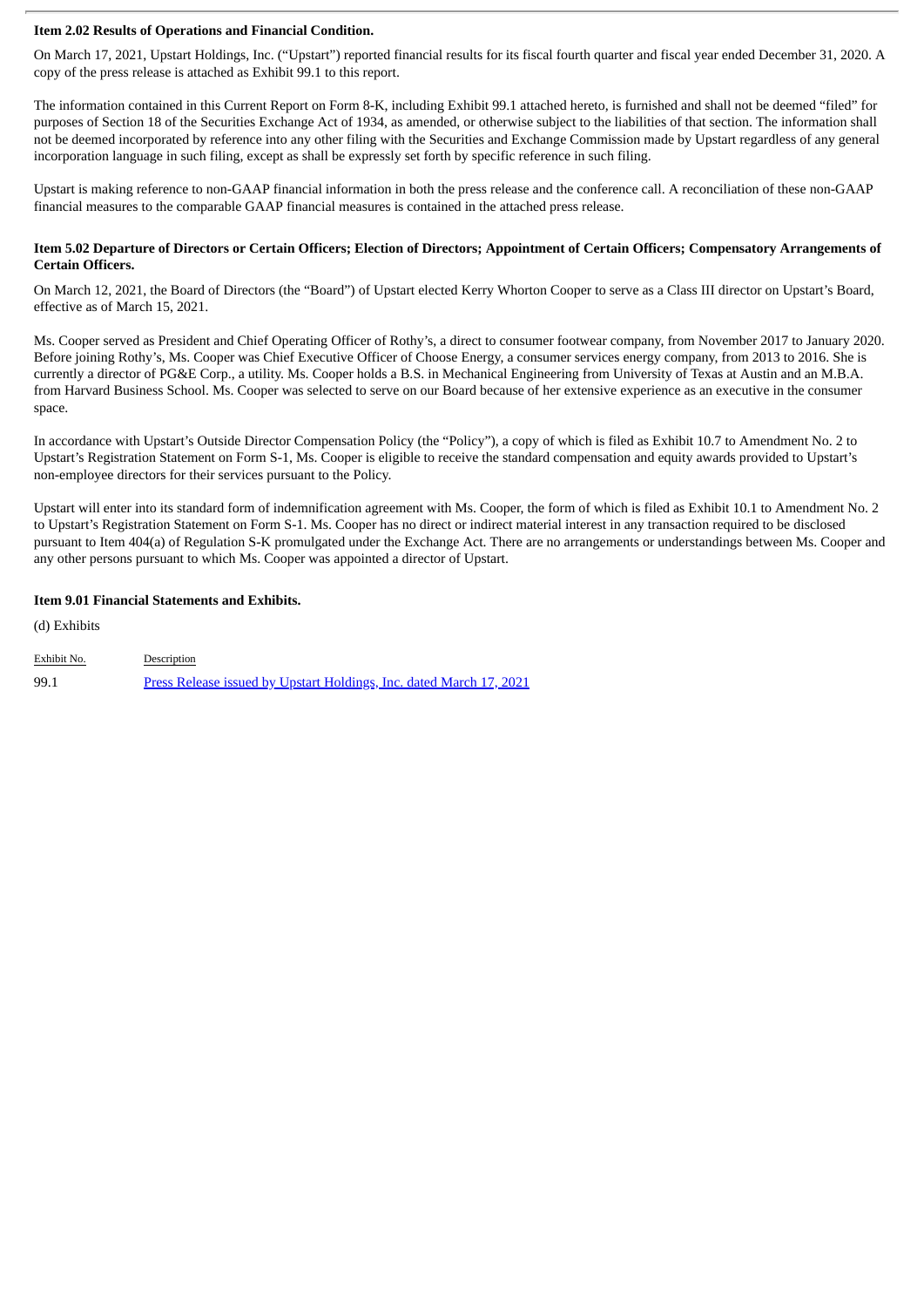**Item 2.02 Results of Operations and Financial Condition.**

On March 17, 2021, Upstart Holdings, Inc. ("Upstart") reported financial results for its fiscal fourth quarter and fiscal year ended December 31, 2020. A copy of the press release is attached as Exhibit 99.1 to this report.

The information contained in this Current Report on Form 8-K, including Exhibit 99.1 attached hereto, is furnished and shall not be deemed "filed" for purposes of Section 18 of the Securities Exchange Act of 1934, as amended, or otherwise subject to the liabilities of that section. The information shall not be deemed incorporated by reference into any other filing with the Securities and Exchange Commission made by Upstart regardless of any general incorporation language in such filing, except as shall be expressly set forth by specific reference in such filing.

Upstart is making reference to non-GAAP financial information in both the press release and the conference call. A reconciliation of these non-GAAP financial measures to the comparable GAAP financial measures is contained in the attached press release.

**Item 5.02 Departure of Directors or Certain Officers; Election of Directors; Appointment of Certain Officers; Compensatory Arrangements of Certain Officers.**

On March 12, 2021, the Board of Directors (the "Board") of Upstart elected Kerry Whorton Cooper to serve as a Class III director on Upstart's Board, effective as of March 15, 2021.

Ms. Cooper served as President and Chief Operating Officer of Rothy's, a direct to consumer footwear company, from November 2017 to January 2020. Before joining Rothy's, Ms. Cooper was Chief Executive Officer of Choose Energy, a consumer services energy company, from 2013 to 2016. She is currently a director of PG&E Corp., a utility. Ms. Cooper holds a B.S. in Mechanical Engineering from University of Texas at Austin and an M.B.A. from Harvard Business School. Ms. Cooper was selected to serve on our Board because of her extensive experience as an executive in the consumer space.

In accordance with Upstart's Outside Director Compensation Policy (the "Policy"), a copy of which is filed as Exhibit 10.7 to Amendment No. 2 to Upstart's Registration Statement on Form S-1, Ms. Cooper is eligible to receive the standard compensation and equity awards provided to Upstart's non-employee directors for their services pursuant to the Policy.

Upstart will enter into its standard form of indemnification agreement with Ms. Cooper, the form of which is filed as Exhibit 10.1 to Amendment No. 2 to Upstart's Registration Statement on Form S-1. Ms. Cooper has no direct or indirect material interest in any transaction required to be disclosed pursuant to Item 404(a) of Regulation S-K promulgated under the Exchange Act. There are no arrangements or understandings between Ms. Cooper and any other persons pursuant to which Ms. Cooper was appointed a director of Upstart.

**Item 9.01 Financial Statements and Exhibits.**

(d) Exhibits

| Exhibit No. | Description |
|---|---|
| 99.1 | Press Release issued by Upstart Holdings, Inc. dated March 17, 2021 |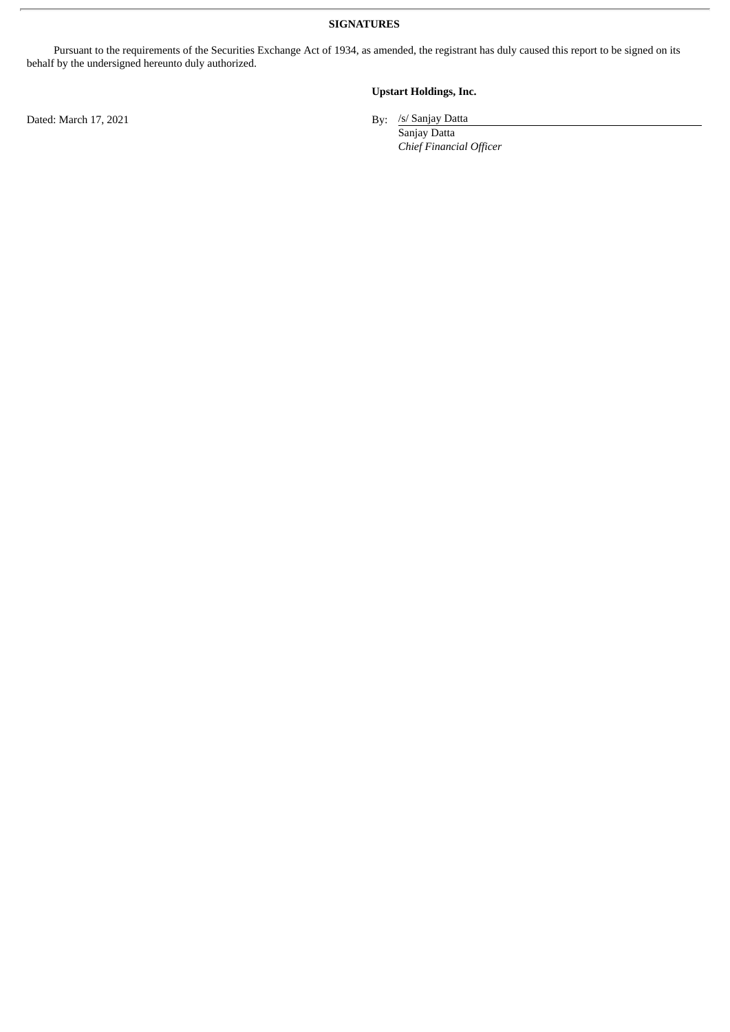**SIGNATURES**

Pursuant to the requirements of the Securities Exchange Act of 1934, as amended, the registrant has duly caused this report to be signed on its behalf by the undersigned hereunto duly authorized.

**Upstart Holdings, Inc.**

Dated: March 17, 2021

By: /s/ Sanjay Datta
Sanjay Datta
*Chief Financial Officer*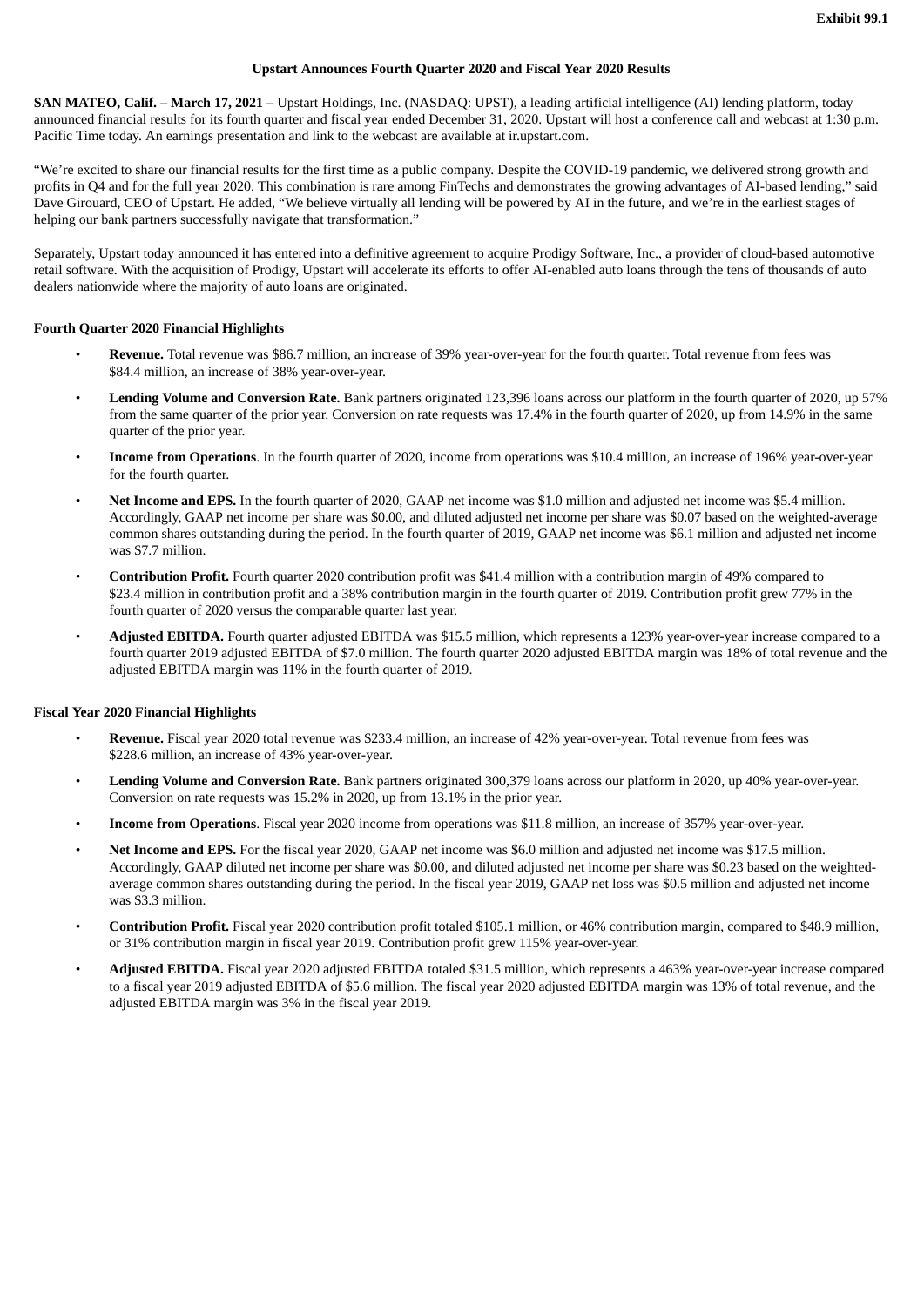Exhibit 99.1

# Upstart Announces Fourth Quarter 2020 and Fiscal Year 2020 Results

**SAN MATEO, Calif. – March 17, 2021 –** Upstart Holdings, Inc. (NASDAQ: UPST), a leading artificial intelligence (AI) lending platform, today announced financial results for its fourth quarter and fiscal year ended December 31, 2020. Upstart will host a conference call and webcast at 1:30 p.m. Pacific Time today. An earnings presentation and link to the webcast are available at ir.upstart.com.

"We're excited to share our financial results for the first time as a public company. Despite the COVID-19 pandemic, we delivered strong growth and profits in Q4 and for the full year 2020. This combination is rare among FinTechs and demonstrates the growing advantages of AI-based lending," said Dave Girouard, CEO of Upstart. He added, "We believe virtually all lending will be powered by AI in the future, and we're in the earliest stages of helping our bank partners successfully navigate that transformation."

Separately, Upstart today announced it has entered into a definitive agreement to acquire Prodigy Software, Inc., a provider of cloud-based automotive retail software. With the acquisition of Prodigy, Upstart will accelerate its efforts to offer AI-enabled auto loans through the tens of thousands of auto dealers nationwide where the majority of auto loans are originated.

## Fourth Quarter 2020 Financial Highlights

- **Revenue.** Total revenue was $86.7 million, an increase of 39% year-over-year for the fourth quarter. Total revenue from fees was $84.4 million, an increase of 38% year-over-year.
- **Lending Volume and Conversion Rate.** Bank partners originated 123,396 loans across our platform in the fourth quarter of 2020, up 57% from the same quarter of the prior year. Conversion on rate requests was 17.4% in the fourth quarter of 2020, up from 14.9% in the same quarter of the prior year.
- **Income from Operations**. In the fourth quarter of 2020, income from operations was $10.4 million, an increase of 196% year-over-year for the fourth quarter.
- **Net Income and EPS.** In the fourth quarter of 2020, GAAP net income was $1.0 million and adjusted net income was $5.4 million. Accordingly, GAAP net income per share was $0.00, and diluted adjusted net income per share was $0.07 based on the weighted-average common shares outstanding during the period. In the fourth quarter of 2019, GAAP net income was $6.1 million and adjusted net income was $7.7 million.
- **Contribution Profit.** Fourth quarter 2020 contribution profit was $41.4 million with a contribution margin of 49% compared to $23.4 million in contribution profit and a 38% contribution margin in the fourth quarter of 2019. Contribution profit grew 77% in the fourth quarter of 2020 versus the comparable quarter last year.
- **Adjusted EBITDA.** Fourth quarter adjusted EBITDA was $15.5 million, which represents a 123% year-over-year increase compared to a fourth quarter 2019 adjusted EBITDA of $7.0 million. The fourth quarter 2020 adjusted EBITDA margin was 18% of total revenue and the adjusted EBITDA margin was 11% in the fourth quarter of 2019.

## Fiscal Year 2020 Financial Highlights

- **Revenue.** Fiscal year 2020 total revenue was $233.4 million, an increase of 42% year-over-year. Total revenue from fees was $228.6 million, an increase of 43% year-over-year.
- **Lending Volume and Conversion Rate.** Bank partners originated 300,379 loans across our platform in 2020, up 40% year-over-year. Conversion on rate requests was 15.2% in 2020, up from 13.1% in the prior year.
- **Income from Operations**. Fiscal year 2020 income from operations was $11.8 million, an increase of 357% year-over-year.
- **Net Income and EPS.** For the fiscal year 2020, GAAP net income was $6.0 million and adjusted net income was $17.5 million. Accordingly, GAAP diluted net income per share was $0.00, and diluted adjusted net income per share was $0.23 based on the weighted-average common shares outstanding during the period. In the fiscal year 2019, GAAP net loss was $0.5 million and adjusted net income was $3.3 million.
- **Contribution Profit.** Fiscal year 2020 contribution profit totaled $105.1 million, or 46% contribution margin, compared to $48.9 million, or 31% contribution margin in fiscal year 2019. Contribution profit grew 115% year-over-year.
- **Adjusted EBITDA.** Fiscal year 2020 adjusted EBITDA totaled $31.5 million, which represents a 463% year-over-year increase compared to a fiscal year 2019 adjusted EBITDA of $5.6 million. The fiscal year 2020 adjusted EBITDA margin was 13% of total revenue, and the adjusted EBITDA margin was 3% in the fiscal year 2019.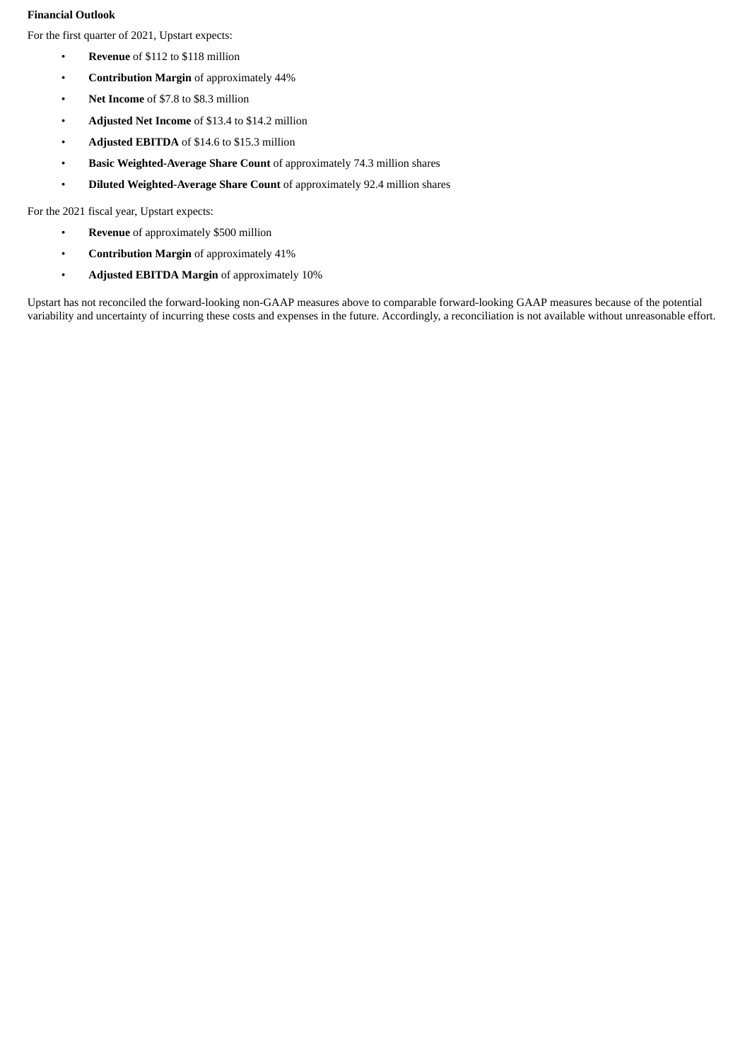**Financial Outlook**

For the first quarter of 2021, Upstart expects:

- **Revenue** of $112 to $118 million
- **Contribution Margin** of approximately 44%
- **Net Income** of $7.8 to $8.3 million
- **Adjusted Net Income** of $13.4 to $14.2 million
- **Adjusted EBITDA** of $14.6 to $15.3 million
- **Basic Weighted-Average Share Count** of approximately 74.3 million shares
- **Diluted Weighted-Average Share Count** of approximately 92.4 million shares

For the 2021 fiscal year, Upstart expects:

- **Revenue** of approximately $500 million
- **Contribution Margin** of approximately 41%
- **Adjusted EBITDA Margin** of approximately 10%

Upstart has not reconciled the forward-looking non-GAAP measures above to comparable forward-looking GAAP measures because of the potential variability and uncertainty of incurring these costs and expenses in the future. Accordingly, a reconciliation is not available without unreasonable effort.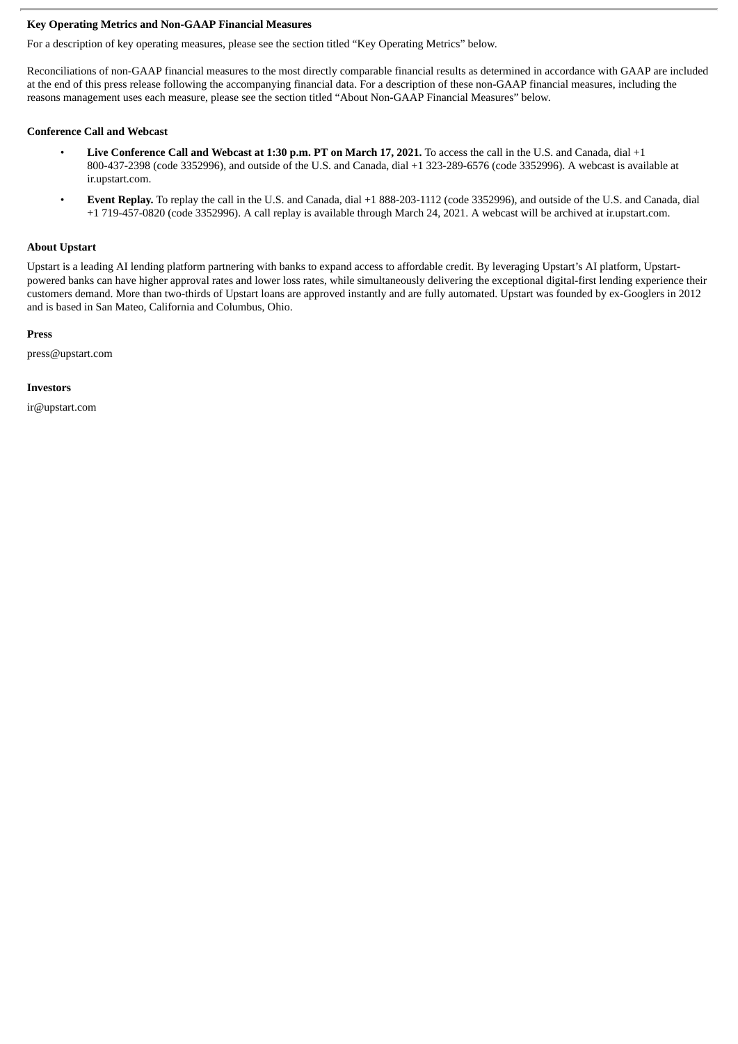**Key Operating Metrics and Non-GAAP Financial Measures**

For a description of key operating measures, please see the section titled "Key Operating Metrics" below.

Reconciliations of non-GAAP financial measures to the most directly comparable financial results as determined in accordance with GAAP are included at the end of this press release following the accompanying financial data. For a description of these non-GAAP financial measures, including the reasons management uses each measure, please see the section titled "About Non-GAAP Financial Measures" below.

**Conference Call and Webcast**

- **Live Conference Call and Webcast at 1:30 p.m. PT on March 17, 2021.** To access the call in the U.S. and Canada, dial +1 800-437-2398 (code 3352996), and outside of the U.S. and Canada, dial +1 323-289-6576 (code 3352996). A webcast is available at ir.upstart.com.
- **Event Replay.** To replay the call in the U.S. and Canada, dial +1 888-203-1112 (code 3352996), and outside of the U.S. and Canada, dial +1 719-457-0820 (code 3352996). A call replay is available through March 24, 2021. A webcast will be archived at ir.upstart.com.

**About Upstart**

Upstart is a leading AI lending platform partnering with banks to expand access to affordable credit. By leveraging Upstart's AI platform, Upstart-powered banks can have higher approval rates and lower loss rates, while simultaneously delivering the exceptional digital-first lending experience their customers demand. More than two-thirds of Upstart loans are approved instantly and are fully automated. Upstart was founded by ex-Googlers in 2012 and is based in San Mateo, California and Columbus, Ohio.

**Press**

press@upstart.com

**Investors**

ir@upstart.com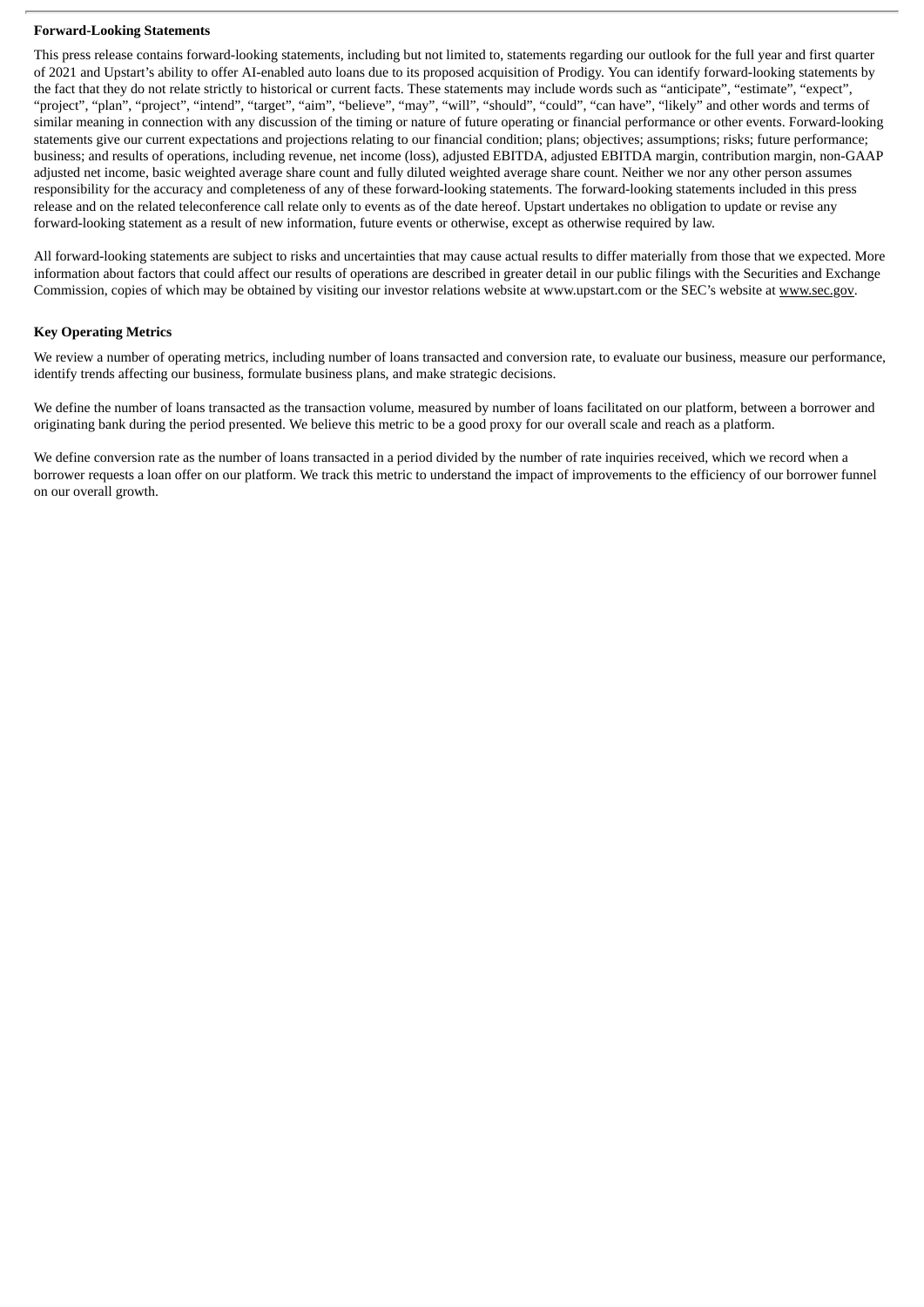**Forward-Looking Statements**

This press release contains forward-looking statements, including but not limited to, statements regarding our outlook for the full year and first quarter of 2021 and Upstart's ability to offer AI-enabled auto loans due to its proposed acquisition of Prodigy. You can identify forward-looking statements by the fact that they do not relate strictly to historical or current facts. These statements may include words such as "anticipate", "estimate", "expect", "project", "plan", "project", "intend", "target", "aim", "believe", "may", "will", "should", "could", "can have", "likely" and other words and terms of similar meaning in connection with any discussion of the timing or nature of future operating or financial performance or other events. Forward-looking statements give our current expectations and projections relating to our financial condition; plans; objectives; assumptions; risks; future performance; business; and results of operations, including revenue, net income (loss), adjusted EBITDA, adjusted EBITDA margin, contribution margin, non-GAAP adjusted net income, basic weighted average share count and fully diluted weighted average share count. Neither we nor any other person assumes responsibility for the accuracy and completeness of any of these forward-looking statements. The forward-looking statements included in this press release and on the related teleconference call relate only to events as of the date hereof. Upstart undertakes no obligation to update or revise any forward-looking statement as a result of new information, future events or otherwise, except as otherwise required by law.

All forward-looking statements are subject to risks and uncertainties that may cause actual results to differ materially from those that we expected. More information about factors that could affect our results of operations are described in greater detail in our public filings with the Securities and Exchange Commission, copies of which may be obtained by visiting our investor relations website at www.upstart.com or the SEC's website at www.sec.gov.

**Key Operating Metrics**

We review a number of operating metrics, including number of loans transacted and conversion rate, to evaluate our business, measure our performance, identify trends affecting our business, formulate business plans, and make strategic decisions.

We define the number of loans transacted as the transaction volume, measured by number of loans facilitated on our platform, between a borrower and originating bank during the period presented. We believe this metric to be a good proxy for our overall scale and reach as a platform.

We define conversion rate as the number of loans transacted in a period divided by the number of rate inquiries received, which we record when a borrower requests a loan offer on our platform. We track this metric to understand the impact of improvements to the efficiency of our borrower funnel on our overall growth.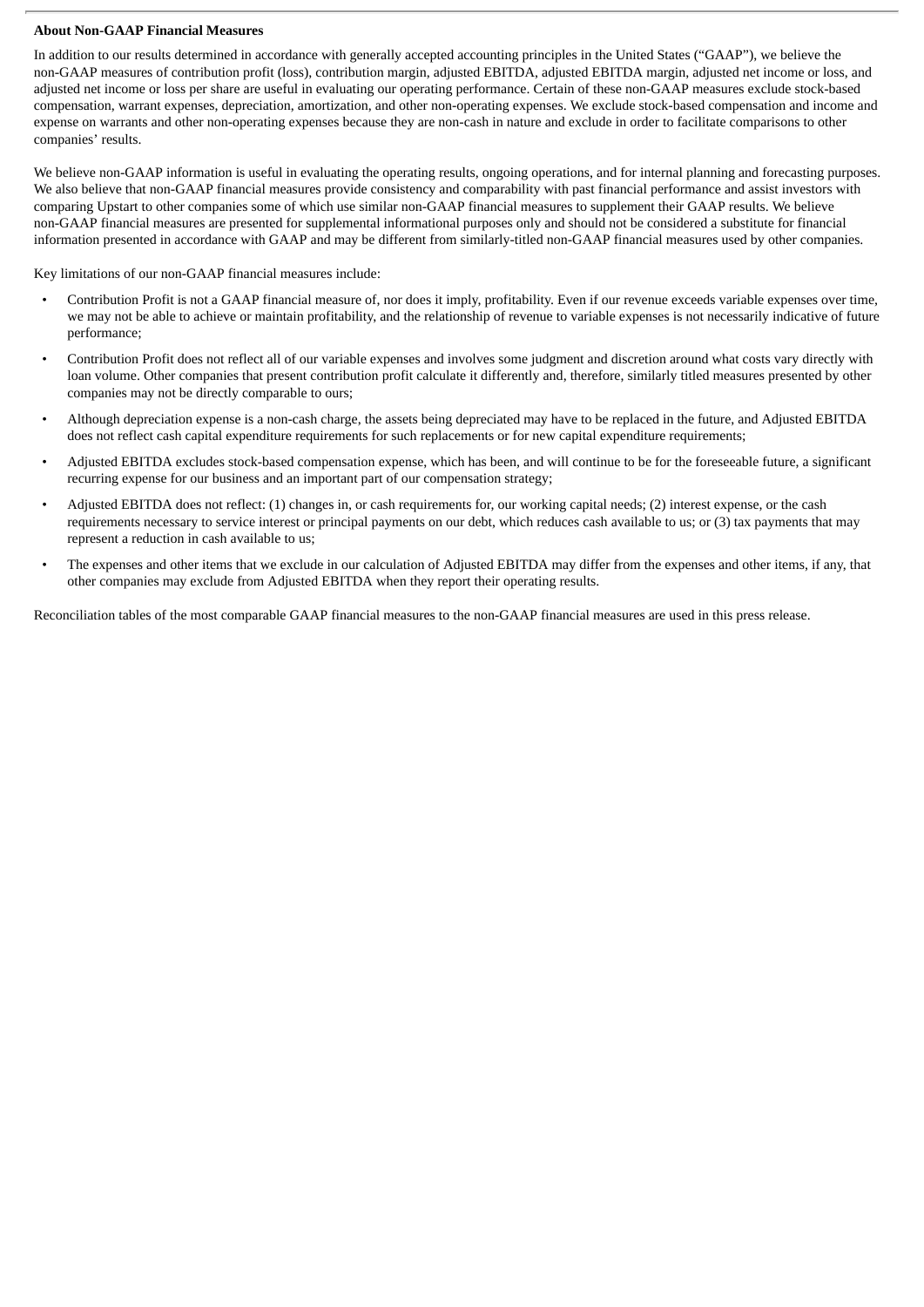**About Non-GAAP Financial Measures**

In addition to our results determined in accordance with generally accepted accounting principles in the United States ("GAAP"), we believe the non-GAAP measures of contribution profit (loss), contribution margin, adjusted EBITDA, adjusted EBITDA margin, adjusted net income or loss, and adjusted net income or loss per share are useful in evaluating our operating performance. Certain of these non-GAAP measures exclude stock-based compensation, warrant expenses, depreciation, amortization, and other non-operating expenses. We exclude stock-based compensation and income and expense on warrants and other non-operating expenses because they are non-cash in nature and exclude in order to facilitate comparisons to other companies' results.

We believe non-GAAP information is useful in evaluating the operating results, ongoing operations, and for internal planning and forecasting purposes. We also believe that non-GAAP financial measures provide consistency and comparability with past financial performance and assist investors with comparing Upstart to other companies some of which use similar non-GAAP financial measures to supplement their GAAP results. We believe non-GAAP financial measures are presented for supplemental informational purposes only and should not be considered a substitute for financial information presented in accordance with GAAP and may be different from similarly-titled non-GAAP financial measures used by other companies.

Key limitations of our non-GAAP financial measures include:

- Contribution Profit is not a GAAP financial measure of, nor does it imply, profitability. Even if our revenue exceeds variable expenses over time, we may not be able to achieve or maintain profitability, and the relationship of revenue to variable expenses is not necessarily indicative of future performance;
- Contribution Profit does not reflect all of our variable expenses and involves some judgment and discretion around what costs vary directly with loan volume. Other companies that present contribution profit calculate it differently and, therefore, similarly titled measures presented by other companies may not be directly comparable to ours;
- Although depreciation expense is a non-cash charge, the assets being depreciated may have to be replaced in the future, and Adjusted EBITDA does not reflect cash capital expenditure requirements for such replacements or for new capital expenditure requirements;
- Adjusted EBITDA excludes stock-based compensation expense, which has been, and will continue to be for the foreseeable future, a significant recurring expense for our business and an important part of our compensation strategy;
- Adjusted EBITDA does not reflect: (1) changes in, or cash requirements for, our working capital needs; (2) interest expense, or the cash requirements necessary to service interest or principal payments on our debt, which reduces cash available to us; or (3) tax payments that may represent a reduction in cash available to us;
- The expenses and other items that we exclude in our calculation of Adjusted EBITDA may differ from the expenses and other items, if any, that other companies may exclude from Adjusted EBITDA when they report their operating results.

Reconciliation tables of the most comparable GAAP financial measures to the non-GAAP financial measures are used in this press release.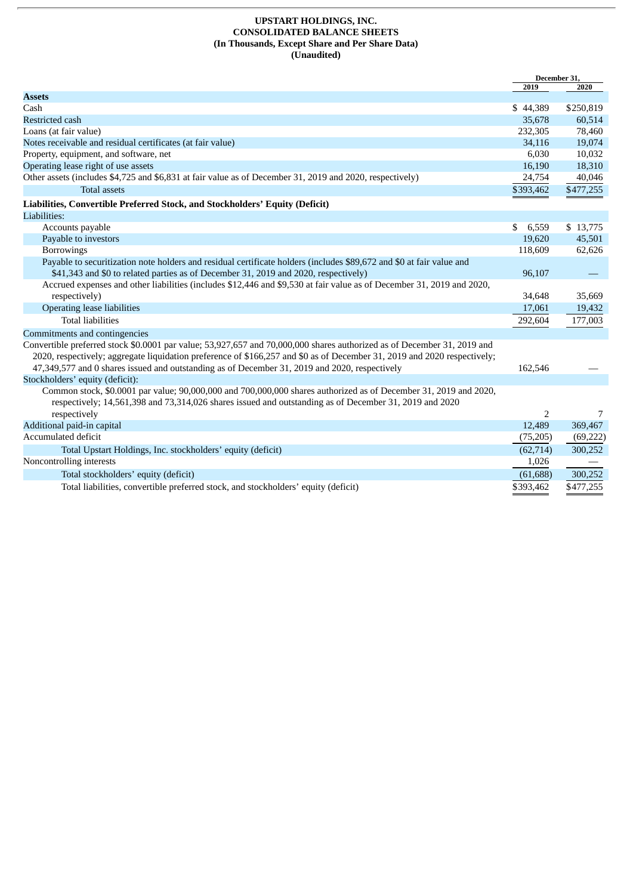**UPSTART HOLDINGS, INC.**
**CONSOLIDATED BALANCE SHEETS**
**(In Thousands, Except Share and Per Share Data)**
**(Unaudited)**

| | December 31, 2019 | December 31, 2020 |
|---|---|---|
| **Assets** | | |
| Cash | $ 44,389 | $250,819 |
| Restricted cash | 35,678 | 60,514 |
| Loans (at fair value) | 232,305 | 78,460 |
| Notes receivable and residual certificates (at fair value) | 34,116 | 19,074 |
| Property, equipment, and software, net | 6,030 | 10,032 |
| Operating lease right of use assets | 16,190 | 18,310 |
| Other assets (includes $4,725 and $6,831 at fair value as of December 31, 2019 and 2020, respectively) | 24,754 | 40,046 |
| Total assets | $393,462 | $477,255 |
| **Liabilities, Convertible Preferred Stock, and Stockholders' Equity (Deficit)** | | |
| Liabilities: | | |
| Accounts payable | $ 6,559 | $ 13,775 |
| Payable to investors | 19,620 | 45,501 |
| Borrowings | 118,609 | 62,626 |
| Payable to securitization note holders and residual certificate holders (includes $89,672 and $0 at fair value and $41,343 and $0 to related parties as of December 31, 2019 and 2020, respectively) | 96,107 | — |
| Accrued expenses and other liabilities (includes $12,446 and $9,530 at fair value as of December 31, 2019 and 2020, respectively) | 34,648 | 35,669 |
| Operating lease liabilities | 17,061 | 19,432 |
| Total liabilities | 292,604 | 177,003 |
| Commitments and contingencies | | |
| Convertible preferred stock $0.0001 par value; 53,927,657 and 70,000,000 shares authorized as of December 31, 2019 and 2020, respectively; aggregate liquidation preference of $166,257 and $0 as of December 31, 2019 and 2020 respectively; 47,349,577 and 0 shares issued and outstanding as of December 31, 2019 and 2020, respectively | 162,546 | — |
| Stockholders' equity (deficit): | | |
| Common stock, $0.0001 par value; 90,000,000 and 700,000,000 shares authorized as of December 31, 2019 and 2020, respectively; 14,561,398 and 73,314,026 shares issued and outstanding as of December 31, 2019 and 2020 respectively | 2 | 7 |
| Additional paid-in capital | 12,489 | 369,467 |
| Accumulated deficit | (75,205) | (69,222) |
| Total Upstart Holdings, Inc. stockholders' equity (deficit) | (62,714) | 300,252 |
| Noncontrolling interests | 1,026 | — |
| Total stockholders' equity (deficit) | (61,688) | 300,252 |
| Total liabilities, convertible preferred stock, and stockholders' equity (deficit) | $393,462 | $477,255 |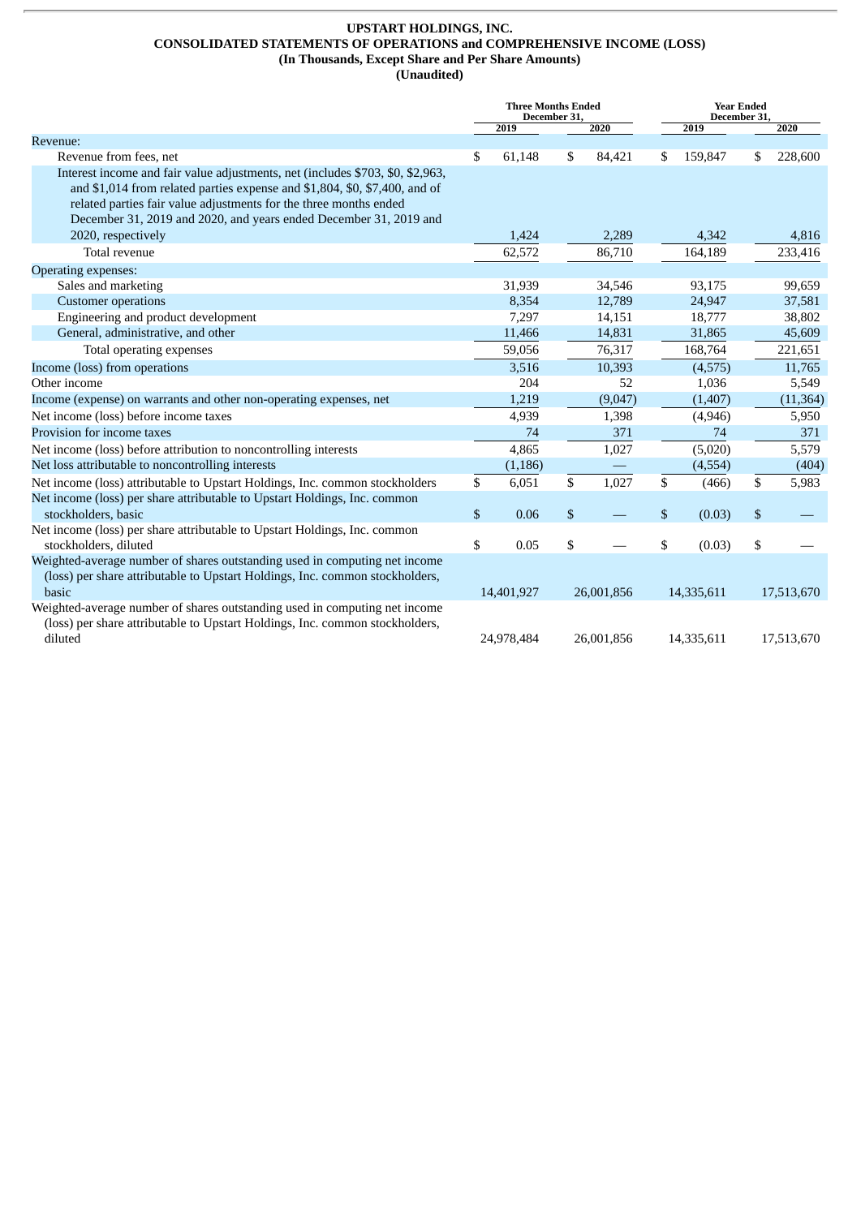**UPSTART HOLDINGS, INC.**
**CONSOLIDATED STATEMENTS OF OPERATIONS and COMPREHENSIVE INCOME (LOSS)**
**(In Thousands, Except Share and Per Share Amounts)**
**(Unaudited)**

| | Three Months Ended December 31, | | Year Ended December 31, | |
|---|---|---|---|---|
| | 2019 | 2020 | 2019 | 2020 |
| Revenue: | | | | |
| Revenue from fees, net | $ 61,148 | $ 84,421 | $ 159,847 | $ 228,600 |
| Interest income and fair value adjustments, net (includes $703, $0, $2,963, and $1,014 from related parties expense and $1,804, $0, $7,400, and of related parties fair value adjustments for the three months ended December 31, 2019 and 2020, and years ended December 31, 2019 and 2020, respectively | 1,424 | 2,289 | 4,342 | 4,816 |
| Total revenue | 62,572 | 86,710 | 164,189 | 233,416 |
| Operating expenses: | | | | |
| Sales and marketing | 31,939 | 34,546 | 93,175 | 99,659 |
| Customer operations | 8,354 | 12,789 | 24,947 | 37,581 |
| Engineering and product development | 7,297 | 14,151 | 18,777 | 38,802 |
| General, administrative, and other | 11,466 | 14,831 | 31,865 | 45,609 |
| Total operating expenses | 59,056 | 76,317 | 168,764 | 221,651 |
| Income (loss) from operations | 3,516 | 10,393 | (4,575) | 11,765 |
| Other income | 204 | 52 | 1,036 | 5,549 |
| Income (expense) on warrants and other non-operating expenses, net | 1,219 | (9,047) | (1,407) | (11,364) |
| Net income (loss) before income taxes | 4,939 | 1,398 | (4,946) | 5,950 |
| Provision for income taxes | 74 | 371 | 74 | 371 |
| Net income (loss) before attribution to noncontrolling interests | 4,865 | 1,027 | (5,020) | 5,579 |
| Net loss attributable to noncontrolling interests | (1,186) | — | (4,554) | (404) |
| Net income (loss) attributable to Upstart Holdings, Inc. common stockholders | $ 6,051 | $ 1,027 | $ (466) | $ 5,983 |
| Net income (loss) per share attributable to Upstart Holdings, Inc. common stockholders, basic | $ 0.06 | $ — | $ (0.03) | $ — |
| Net income (loss) per share attributable to Upstart Holdings, Inc. common stockholders, diluted | $ 0.05 | $ — | $ (0.03) | $ — |
| Weighted-average number of shares outstanding used in computing net income (loss) per share attributable to Upstart Holdings, Inc. common stockholders, basic | 14,401,927 | 26,001,856 | 14,335,611 | 17,513,670 |
| Weighted-average number of shares outstanding used in computing net income (loss) per share attributable to Upstart Holdings, Inc. common stockholders, diluted | 24,978,484 | 26,001,856 | 14,335,611 | 17,513,670 |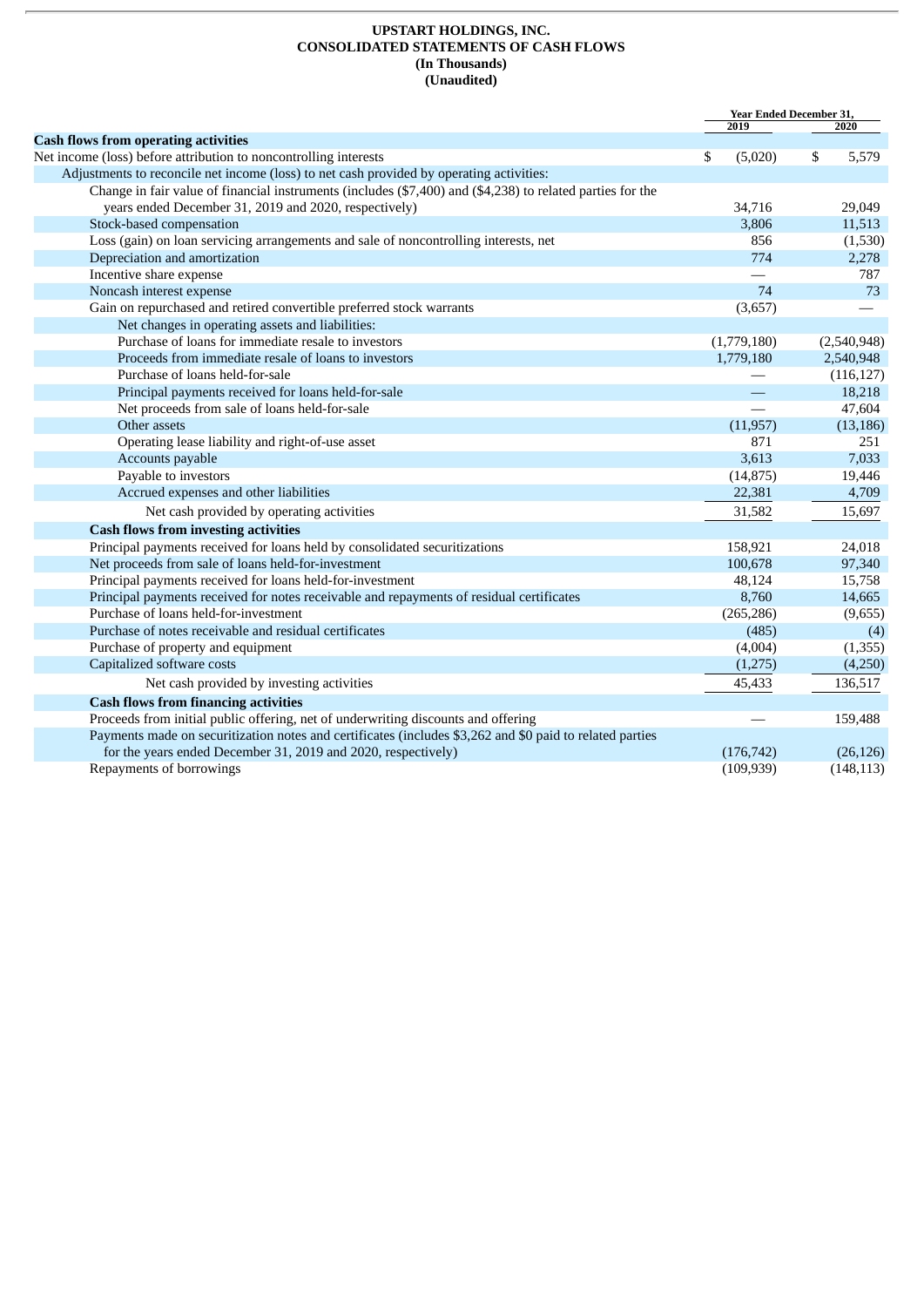**UPSTART HOLDINGS, INC.**
**CONSOLIDATED STATEMENTS OF CASH FLOWS**
**(In Thousands)**
**(Unaudited)**

| | Year Ended December 31, | |
|---|---|---|
| | 2019 | 2020 |
| **Cash flows from operating activities** | | |
| Net income (loss) before attribution to noncontrolling interests | $ (5,020) | $ 5,579 |
| Adjustments to reconcile net income (loss) to net cash provided by operating activities: | | |
| Change in fair value of financial instruments (includes ($7,400) and ($4,238) to related parties for the years ended December 31, 2019 and 2020, respectively) | 34,716 | 29,049 |
| Stock-based compensation | 3,806 | 11,513 |
| Loss (gain) on loan servicing arrangements and sale of noncontrolling interests, net | 856 | (1,530) |
| Depreciation and amortization | 774 | 2,278 |
| Incentive share expense | — | 787 |
| Noncash interest expense | 74 | 73 |
| Gain on repurchased and retired convertible preferred stock warrants | (3,657) | — |
| Net changes in operating assets and liabilities: | | |
| Purchase of loans for immediate resale to investors | (1,779,180) | (2,540,948) |
| Proceeds from immediate resale of loans to investors | 1,779,180 | 2,540,948 |
| Purchase of loans held-for-sale | — | (116,127) |
| Principal payments received for loans held-for-sale | — | 18,218 |
| Net proceeds from sale of loans held-for-sale | — | 47,604 |
| Other assets | (11,957) | (13,186) |
| Operating lease liability and right-of-use asset | 871 | 251 |
| Accounts payable | 3,613 | 7,033 |
| Payable to investors | (14,875) | 19,446 |
| Accrued expenses and other liabilities | 22,381 | 4,709 |
| Net cash provided by operating activities | 31,582 | 15,697 |
| **Cash flows from investing activities** | | |
| Principal payments received for loans held by consolidated securitizations | 158,921 | 24,018 |
| Net proceeds from sale of loans held-for-investment | 100,678 | 97,340 |
| Principal payments received for loans held-for-investment | 48,124 | 15,758 |
| Principal payments received for notes receivable and repayments of residual certificates | 8,760 | 14,665 |
| Purchase of loans held-for-investment | (265,286) | (9,655) |
| Purchase of notes receivable and residual certificates | (485) | (4) |
| Purchase of property and equipment | (4,004) | (1,355) |
| Capitalized software costs | (1,275) | (4,250) |
| Net cash provided by investing activities | 45,433 | 136,517 |
| **Cash flows from financing activities** | | |
| Proceeds from initial public offering, net of underwriting discounts and offering | — | 159,488 |
| Payments made on securitization notes and certificates (includes $3,262 and $0 paid to related parties for the years ended December 31, 2019 and 2020, respectively) | (176,742) | (26,126) |
| Repayments of borrowings | (109,939) | (148,113) |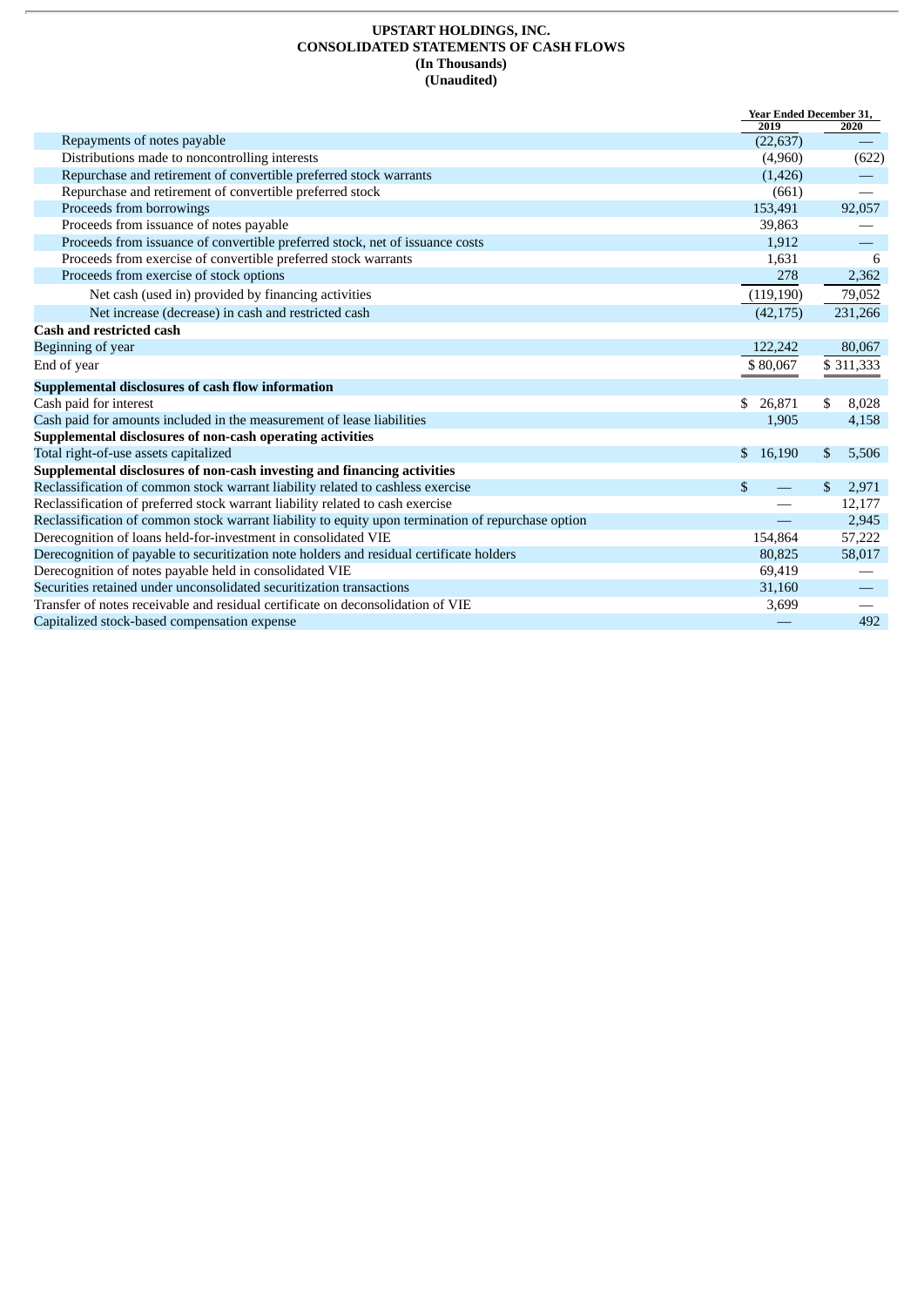**UPSTART HOLDINGS, INC.**
**CONSOLIDATED STATEMENTS OF CASH FLOWS**
**(In Thousands)**
**(Unaudited)**

| | Year Ended December 31, | |
|---|---|---|
| | 2019 | 2020 |
| Repayments of notes payable | (22,637) | — |
| Distributions made to noncontrolling interests | (4,960) | (622) |
| Repurchase and retirement of convertible preferred stock warrants | (1,426) | — |
| Repurchase and retirement of convertible preferred stock | (661) | — |
| Proceeds from borrowings | 153,491 | 92,057 |
| Proceeds from issuance of notes payable | 39,863 | — |
| Proceeds from issuance of convertible preferred stock, net of issuance costs | 1,912 | — |
| Proceeds from exercise of convertible preferred stock warrants | 1,631 | 6 |
| Proceeds from exercise of stock options | 278 | 2,362 |
| Net cash (used in) provided by financing activities | (119,190) | 79,052 |
| Net increase (decrease) in cash and restricted cash | (42,175) | 231,266 |
| **Cash and restricted cash** | | |
| Beginning of year | 122,242 | 80,067 |
| End of year | $ 80,067 | $ 311,333 |
| **Supplemental disclosures of cash flow information** | | |
| Cash paid for interest | $ 26,871 | $ 8,028 |
| Cash paid for amounts included in the measurement of lease liabilities | 1,905 | 4,158 |
| **Supplemental disclosures of non-cash operating activities** | | |
| Total right-of-use assets capitalized | $ 16,190 | $ 5,506 |
| **Supplemental disclosures of non-cash investing and financing activities** | | |
| Reclassification of common stock warrant liability related to cashless exercise | $ — | $ 2,971 |
| Reclassification of preferred stock warrant liability related to cash exercise | — | 12,177 |
| Reclassification of common stock warrant liability to equity upon termination of repurchase option | — | 2,945 |
| Derecognition of loans held-for-investment in consolidated VIE | 154,864 | 57,222 |
| Derecognition of payable to securitization note holders and residual certificate holders | 80,825 | 58,017 |
| Derecognition of notes payable held in consolidated VIE | 69,419 | — |
| Securities retained under unconsolidated securitization transactions | 31,160 | — |
| Transfer of notes receivable and residual certificate on deconsolidation of VIE | 3,699 | — |
| Capitalized stock-based compensation expense | — | 492 |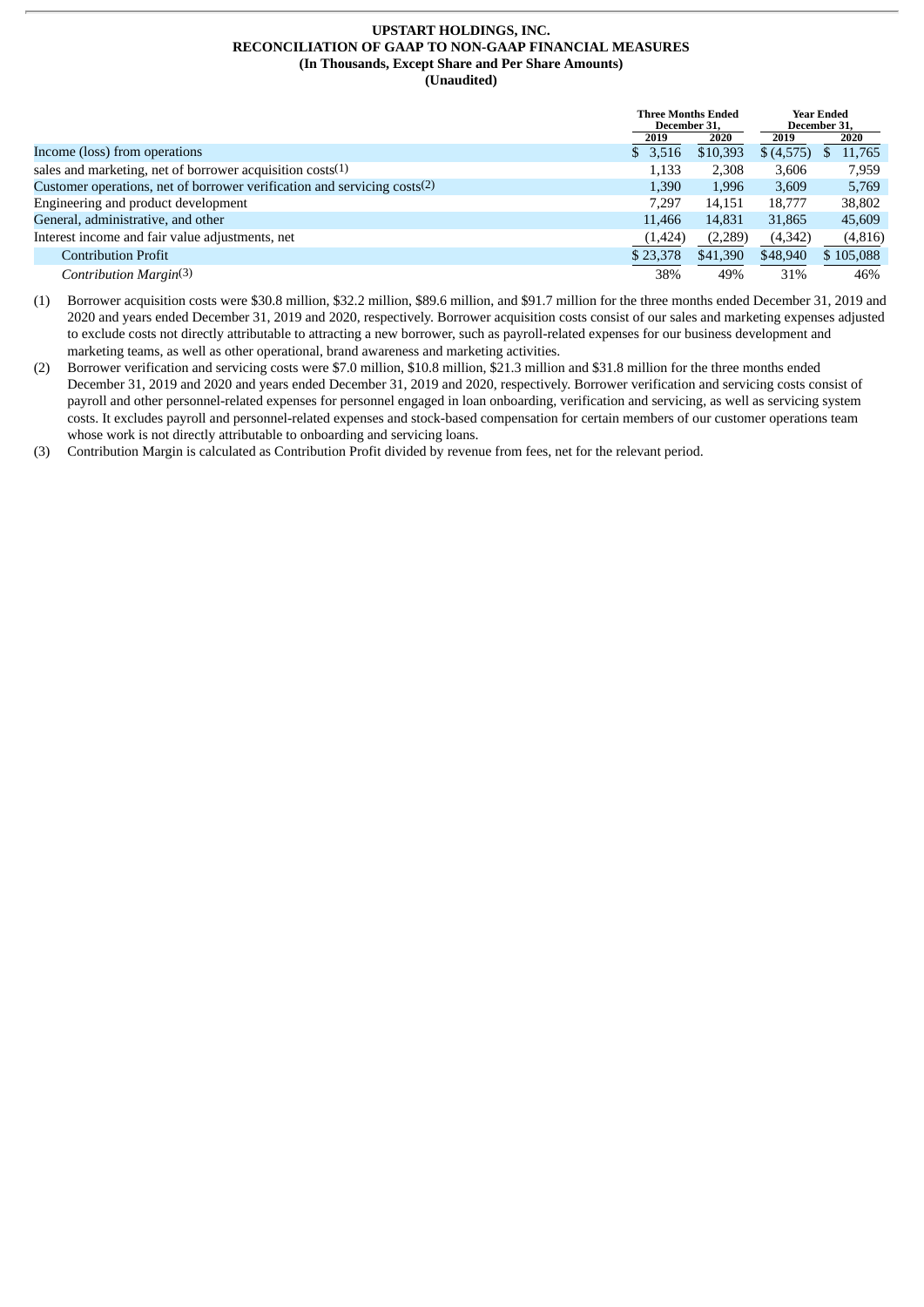**UPSTART HOLDINGS, INC.**
**RECONCILIATION OF GAAP TO NON-GAAP FINANCIAL MEASURES**
**(In Thousands, Except Share and Per Share Amounts)**
**(Unaudited)**

| | Three Months Ended December 31, | | Year Ended December 31, | |
|---|---|---|---|---|
| | 2019 | 2020 | 2019 | 2020 |
| Income (loss) from operations | $ 3,516 | $10,393 | $ (4,575) | $ 11,765 |
| sales and marketing, net of borrower acquisition costs[1] | 1,133 | 2,308 | 3,606 | 7,959 |
| Customer operations, net of borrower verification and servicing costs[2] | 1,390 | 1,996 | 3,609 | 5,769 |
| Engineering and product development | 7,297 | 14,151 | 18,777 | 38,802 |
| General, administrative, and other | 11,466 | 14,831 | 31,865 | 45,609 |
| Interest income and fair value adjustments, net | (1,424) | (2,289) | (4,342) | (4,816) |
| Contribution Profit | $ 23,378 | $41,390 | $48,940 | $ 105,088 |
| *Contribution Margin*[3] | 38% | 49% | 31% | 46% |

(1) Borrower acquisition costs were $30.8 million, $32.2 million, $89.6 million, and $91.7 million for the three months ended December 31, 2019 and 2020 and years ended December 31, 2019 and 2020, respectively. Borrower acquisition costs consist of our sales and marketing expenses adjusted to exclude costs not directly attributable to attracting a new borrower, such as payroll-related expenses for our business development and marketing teams, as well as other operational, brand awareness and marketing activities.

(2) Borrower verification and servicing costs were $7.0 million, $10.8 million, $21.3 million and $31.8 million for the three months ended December 31, 2019 and 2020 and years ended December 31, 2019 and 2020, respectively. Borrower verification and servicing costs consist of payroll and other personnel-related expenses for personnel engaged in loan onboarding, verification and servicing, as well as servicing system costs. It excludes payroll and personnel-related expenses and stock-based compensation for certain members of our customer operations team whose work is not directly attributable to onboarding and servicing loans.

(3) Contribution Margin is calculated as Contribution Profit divided by revenue from fees, net for the relevant period.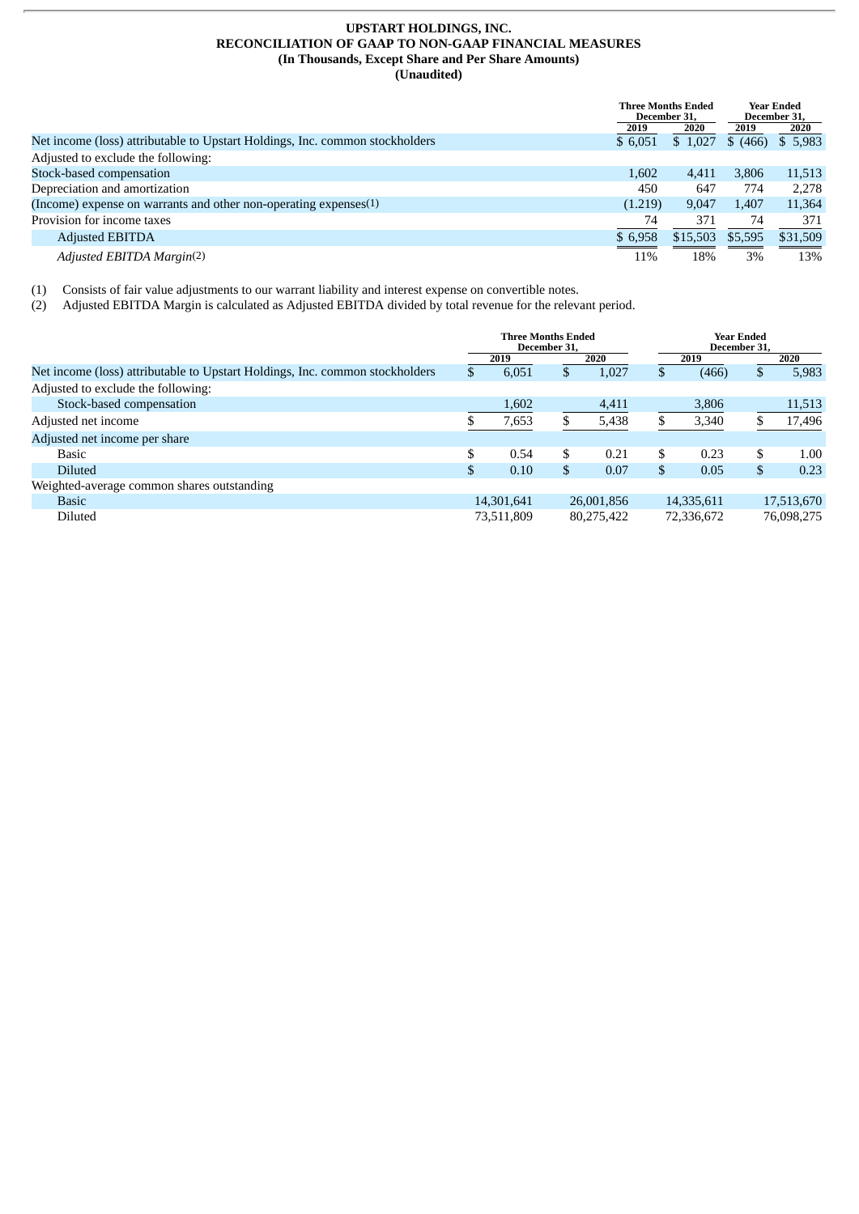**UPSTART HOLDINGS, INC.**
**RECONCILIATION OF GAAP TO NON-GAAP FINANCIAL MEASURES**
**(In Thousands, Except Share and Per Share Amounts)**
**(Unaudited)**

| | Three Months Ended December 31, | | Year Ended December 31, | |
|---|---|---|---|---|
| | 2019 | 2020 | 2019 | 2020 |
| Net income (loss) attributable to Upstart Holdings, Inc. common stockholders | $ 6,051 | $ 1,027 | $ (466) | $ 5,983 |
| Adjusted to exclude the following: | | | | |
| Stock-based compensation | 1,602 | 4,411 | 3,806 | 11,513 |
| Depreciation and amortization | 450 | 647 | 774 | 2,278 |
| (Income) expense on warrants and other non-operating expenses(1) | (1.219) | 9,047 | 1,407 | 11,364 |
| Provision for income taxes | 74 | 371 | 74 | 371 |
| Adjusted EBITDA | $ 6,958 | $15,503 | $5,595 | $31,509 |
| *Adjusted EBITDA Margin*(2) | 11% | 18% | 3% | 13% |

(1) Consists of fair value adjustments to our warrant liability and interest expense on convertible notes.
(2) Adjusted EBITDA Margin is calculated as Adjusted EBITDA divided by total revenue for the relevant period.

| | Three Months Ended December 31, | | Year Ended December 31, | |
|---|---|---|---|---|
| | 2019 | 2020 | 2019 | 2020 |
| Net income (loss) attributable to Upstart Holdings, Inc. common stockholders | $ 6,051 | $ 1,027 | $ (466) | $ 5,983 |
| Adjusted to exclude the following: | | | | |
| Stock-based compensation | 1,602 | 4,411 | 3,806 | 11,513 |
| Adjusted net income | $ 7,653 | $ 5,438 | $ 3,340 | $ 17,496 |
| Adjusted net income per share | | | | |
| Basic | $ 0.54 | $ 0.21 | $ 0.23 | $ 1.00 |
| Diluted | $ 0.10 | $ 0.07 | $ 0.05 | $ 0.23 |
| Weighted-average common shares outstanding | | | | |
| Basic | 14,301,641 | 26,001,856 | 14,335,611 | 17,513,670 |
| Diluted | 73,511,809 | 80,275,422 | 72,336,672 | 76,098,275 |